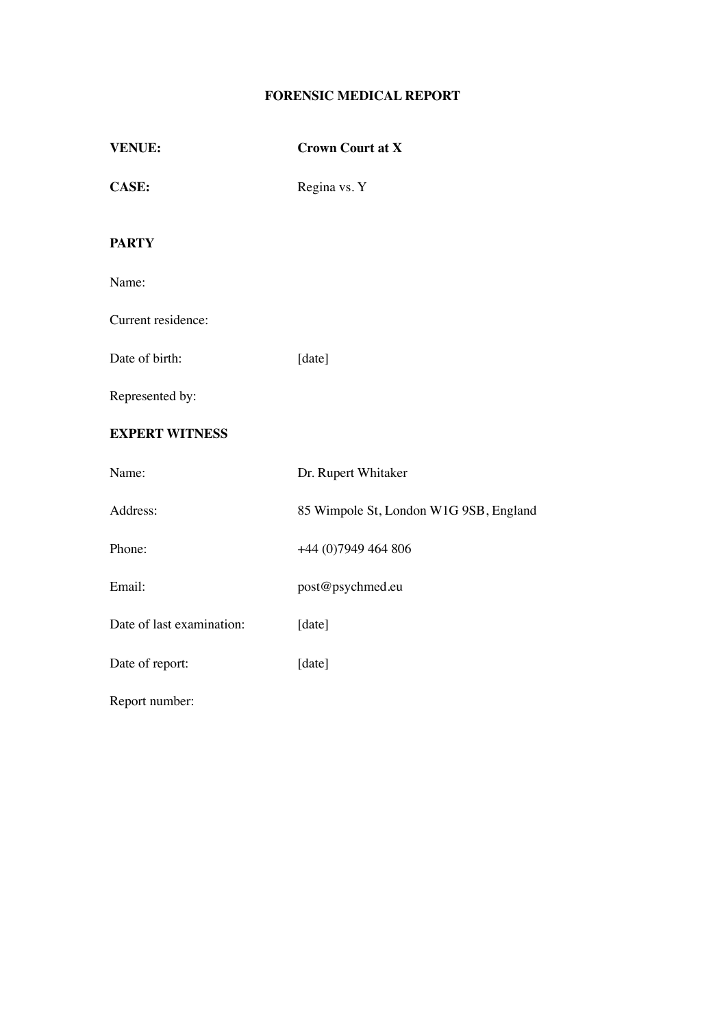# FORENSIC MEDICAL REPORT

| | |
|---|---|
| **VENUE:** | **Crown Court at X** |
| **CASE:** | Regina vs. Y |

**PARTY**

| | |
|---|---|
| Name: | |
| Current residence: | |
| Date of birth: | [date] |
| Represented by: | |

**EXPERT WITNESS**

| | |
|---|---|
| Name: | Dr. Rupert Whitaker |
| Address: | 85 Wimpole St, London W1G 9SB, England |
| Phone: | +44 (0)7949 464 806 |
| Email: | post@psychmed.eu |
| Date of last examination: | [date] |
| Date of report: | [date] |
| Report number: | |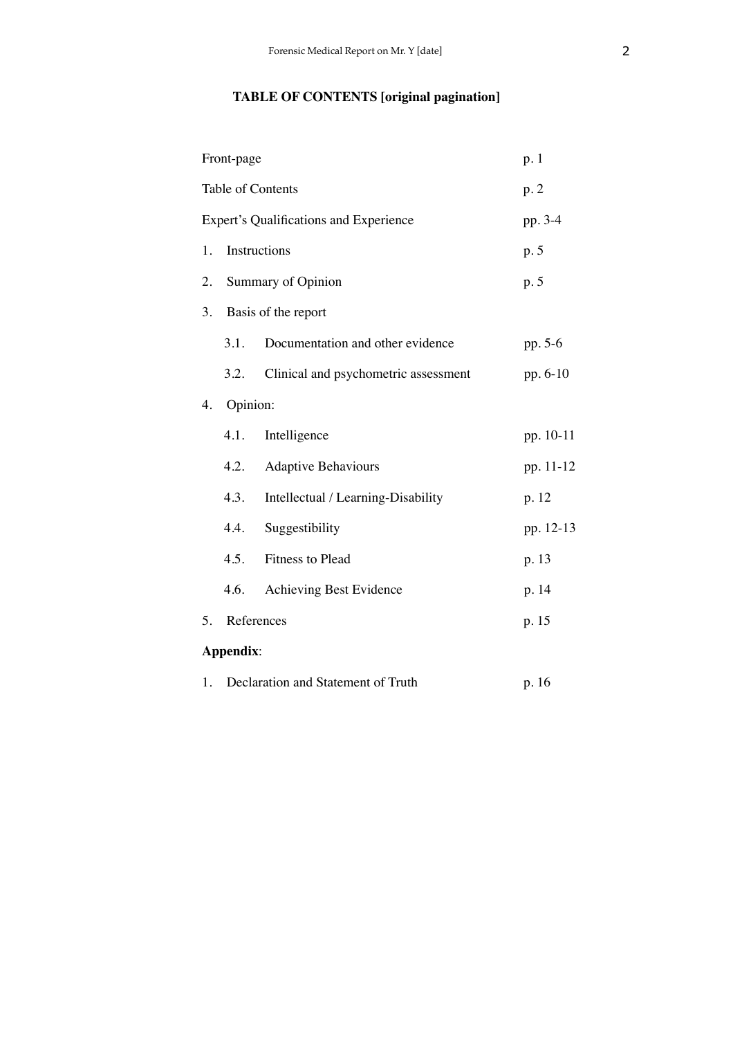## TABLE OF CONTENTS [original pagination]

| | |
|---|---|
| Front-page | p. 1 |
| Table of Contents | p. 2 |
| Expert's Qualifications and Experience | pp. 3-4 |
| 1. Instructions | p. 5 |
| 2. Summary of Opinion | p. 5 |
| 3. Basis of the report | |
| 3.1. Documentation and other evidence | pp. 5-6 |
| 3.2. Clinical and psychometric assessment | pp. 6-10 |
| 4. Opinion: | |
| 4.1. Intelligence | pp. 10-11 |
| 4.2. Adaptive Behaviours | pp. 11-12 |
| 4.3. Intellectual / Learning-Disability | p. 12 |
| 4.4. Suggestibility | pp. 12-13 |
| 4.5. Fitness to Plead | p. 13 |
| 4.6. Achieving Best Evidence | p. 14 |
| 5. References | p. 15 |
| **Appendix**: | |
| 1. Declaration and Statement of Truth | p. 16 |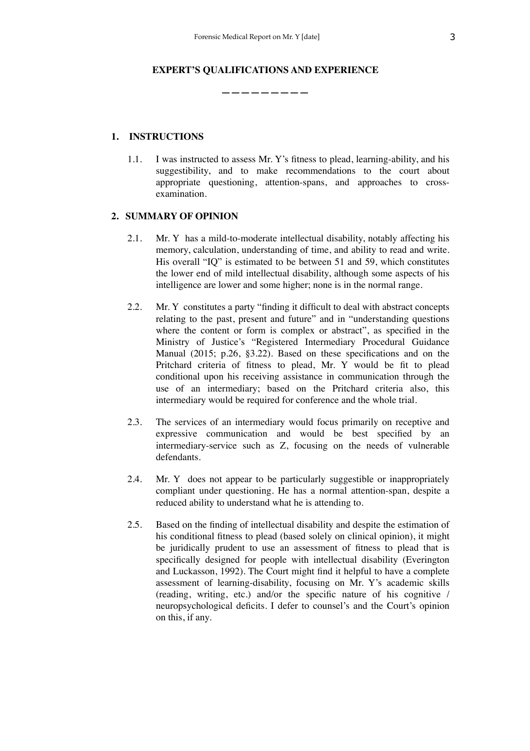**EXPERT'S QUALIFICATIONS AND EXPERIENCE**

—————————

## 1. INSTRUCTIONS

1.1. I was instructed to assess Mr. Y's fitness to plead, learning-ability, and his suggestibility, and to make recommendations to the court about appropriate questioning, attention-spans, and approaches to cross-examination.

## 2. SUMMARY OF OPINION

2.1. Mr. Y has a mild-to-moderate intellectual disability, notably affecting his memory, calculation, understanding of time, and ability to read and write. His overall "IQ" is estimated to be between 51 and 59, which constitutes the lower end of mild intellectual disability, although some aspects of his intelligence are lower and some higher; none is in the normal range.

2.2. Mr. Y constitutes a party "finding it difficult to deal with abstract concepts relating to the past, present and future" and in "understanding questions where the content or form is complex or abstract", as specified in the Ministry of Justice's "Registered Intermediary Procedural Guidance Manual (2015; p.26, §3.22). Based on these specifications and on the Pritchard criteria of fitness to plead, Mr. Y would be fit to plead conditional upon his receiving assistance in communication through the use of an intermediary; based on the Pritchard criteria also, this intermediary would be required for conference and the whole trial.

2.3. The services of an intermediary would focus primarily on receptive and expressive communication and would be best specified by an intermediary-service such as Z, focusing on the needs of vulnerable defendants.

2.4. Mr. Y does not appear to be particularly suggestible or inappropriately compliant under questioning. He has a normal attention-span, despite a reduced ability to understand what he is attending to.

2.5. Based on the finding of intellectual disability and despite the estimation of his conditional fitness to plead (based solely on clinical opinion), it might be juridically prudent to use an assessment of fitness to plead that is specifically designed for people with intellectual disability (Everington and Luckasson, 1992). The Court might find it helpful to have a complete assessment of learning-disability, focusing on Mr. Y's academic skills (reading, writing, etc.) and/or the specific nature of his cognitive / neuropsychological deficits. I defer to counsel's and the Court's opinion on this, if any.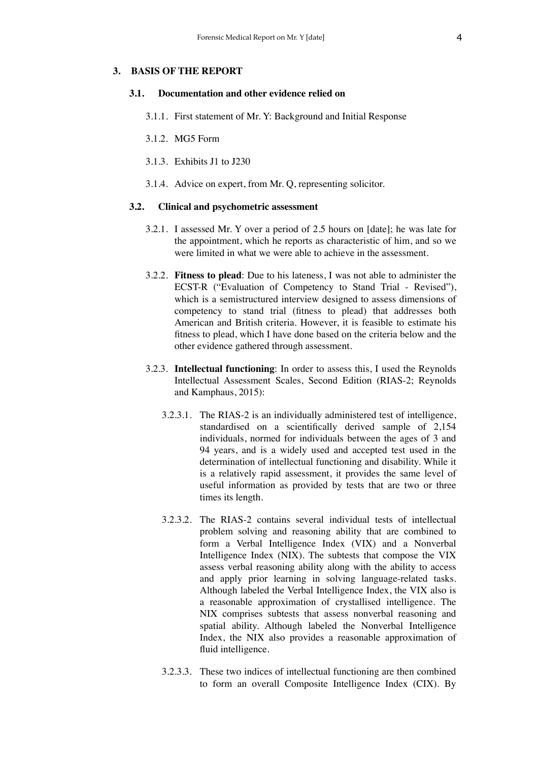## 3. BASIS OF THE REPORT

### 3.1. Documentation and other evidence relied on

3.1.1. First statement of Mr. Y: Background and Initial Response

3.1.2. MG5 Form

3.1.3. Exhibits J1 to J230

3.1.4. Advice on expert, from Mr. Q, representing solicitor.

### 3.2. Clinical and psychometric assessment

3.2.1. I assessed Mr. Y over a period of 2.5 hours on [date]; he was late for the appointment, which he reports as characteristic of him, and so we were limited in what we were able to achieve in the assessment.

3.2.2. **Fitness to plead**: Due to his lateness, I was not able to administer the ECST-R ("Evaluation of Competency to Stand Trial - Revised"), which is a semistructured interview designed to assess dimensions of competency to stand trial (fitness to plead) that addresses both American and British criteria. However, it is feasible to estimate his fitness to plead, which I have done based on the criteria below and the other evidence gathered through assessment.

3.2.3. **Intellectual functioning**: In order to assess this, I used the Reynolds Intellectual Assessment Scales, Second Edition (RIAS-2; Reynolds and Kamphaus, 2015):

3.2.3.1. The RIAS-2 is an individually administered test of intelligence, standardised on a scientifically derived sample of 2,154 individuals, normed for individuals between the ages of 3 and 94 years, and is a widely used and accepted test used in the determination of intellectual functioning and disability. While it is a relatively rapid assessment, it provides the same level of useful information as provided by tests that are two or three times its length.

3.2.3.2. The RIAS-2 contains several individual tests of intellectual problem solving and reasoning ability that are combined to form a Verbal Intelligence Index (VIX) and a Nonverbal Intelligence Index (NIX). The subtests that compose the VIX assess verbal reasoning ability along with the ability to access and apply prior learning in solving language-related tasks. Although labeled the Verbal Intelligence Index, the VIX also is a reasonable approximation of crystallised intelligence. The NIX comprises subtests that assess nonverbal reasoning and spatial ability. Although labeled the Nonverbal Intelligence Index, the NIX also provides a reasonable approximation of fluid intelligence.

3.2.3.3. These two indices of intellectual functioning are then combined to form an overall Composite Intelligence Index (CIX). By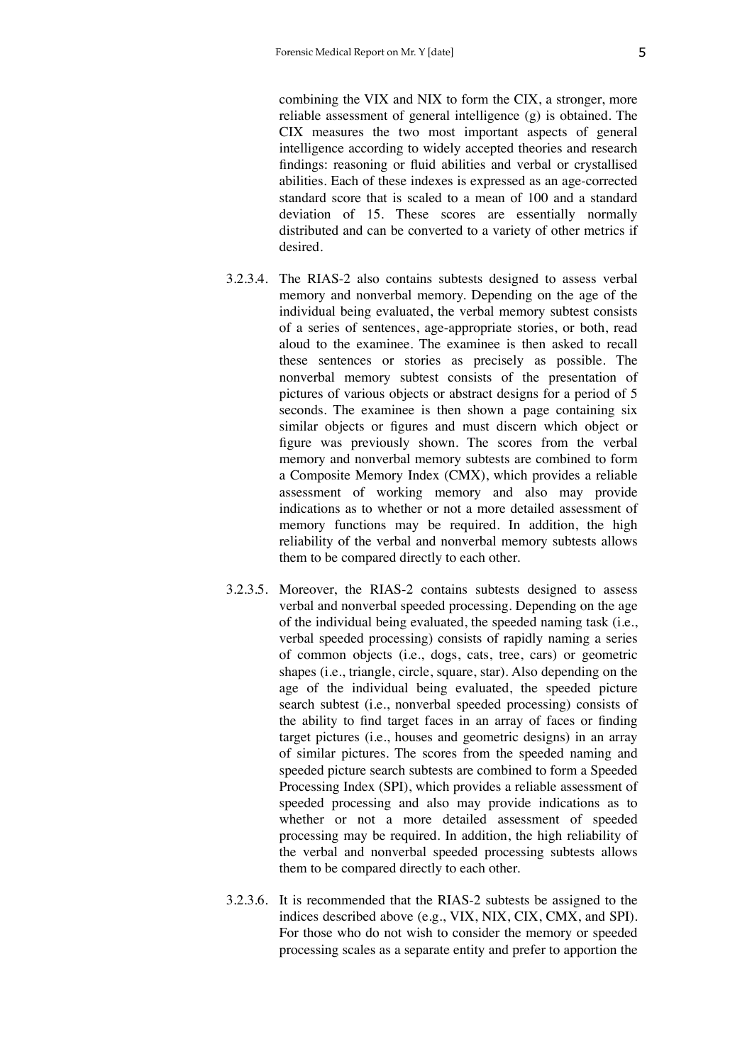combining the VIX and NIX to form the CIX, a stronger, more reliable assessment of general intelligence (g) is obtained. The CIX measures the two most important aspects of general intelligence according to widely accepted theories and research findings: reasoning or fluid abilities and verbal or crystallised abilities. Each of these indexes is expressed as an age-corrected standard score that is scaled to a mean of 100 and a standard deviation of 15. These scores are essentially normally distributed and can be converted to a variety of other metrics if desired.

3.2.3.4. The RIAS-2 also contains subtests designed to assess verbal memory and nonverbal memory. Depending on the age of the individual being evaluated, the verbal memory subtest consists of a series of sentences, age-appropriate stories, or both, read aloud to the examinee. The examinee is then asked to recall these sentences or stories as precisely as possible. The nonverbal memory subtest consists of the presentation of pictures of various objects or abstract designs for a period of 5 seconds. The examinee is then shown a page containing six similar objects or figures and must discern which object or figure was previously shown. The scores from the verbal memory and nonverbal memory subtests are combined to form a Composite Memory Index (CMX), which provides a reliable assessment of working memory and also may provide indications as to whether or not a more detailed assessment of memory functions may be required. In addition, the high reliability of the verbal and nonverbal memory subtests allows them to be compared directly to each other.

3.2.3.5. Moreover, the RIAS-2 contains subtests designed to assess verbal and nonverbal speeded processing. Depending on the age of the individual being evaluated, the speeded naming task (i.e., verbal speeded processing) consists of rapidly naming a series of common objects (i.e., dogs, cats, tree, cars) or geometric shapes (i.e., triangle, circle, square, star). Also depending on the age of the individual being evaluated, the speeded picture search subtest (i.e., nonverbal speeded processing) consists of the ability to find target faces in an array of faces or finding target pictures (i.e., houses and geometric designs) in an array of similar pictures. The scores from the speeded naming and speeded picture search subtests are combined to form a Speeded Processing Index (SPI), which provides a reliable assessment of speeded processing and also may provide indications as to whether or not a more detailed assessment of speeded processing may be required. In addition, the high reliability of the verbal and nonverbal speeded processing subtests allows them to be compared directly to each other.

3.2.3.6. It is recommended that the RIAS-2 subtests be assigned to the indices described above (e.g., VIX, NIX, CIX, CMX, and SPI). For those who do not wish to consider the memory or speeded processing scales as a separate entity and prefer to apportion the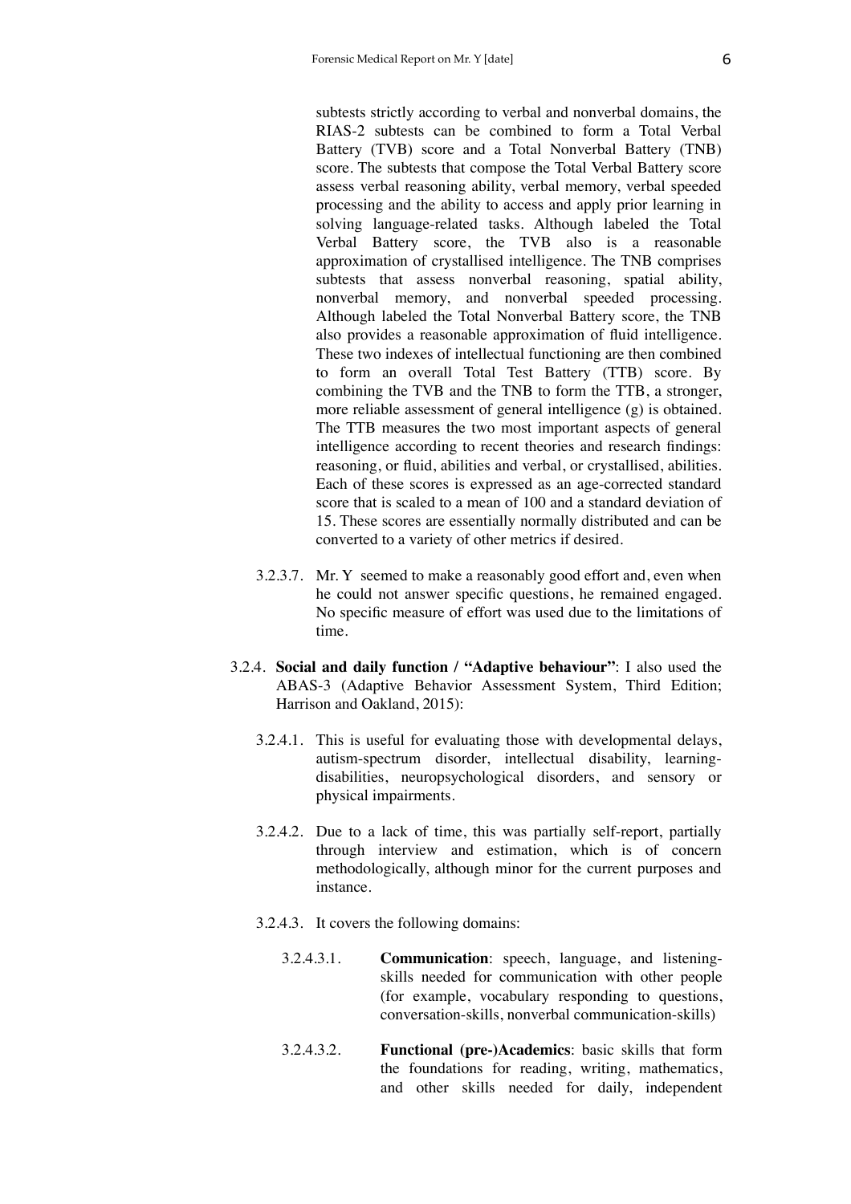subtests strictly according to verbal and nonverbal domains, the RIAS-2 subtests can be combined to form a Total Verbal Battery (TVB) score and a Total Nonverbal Battery (TNB) score. The subtests that compose the Total Verbal Battery score assess verbal reasoning ability, verbal memory, verbal speeded processing and the ability to access and apply prior learning in solving language-related tasks. Although labeled the Total Verbal Battery score, the TVB also is a reasonable approximation of crystallised intelligence. The TNB comprises subtests that assess nonverbal reasoning, spatial ability, nonverbal memory, and nonverbal speeded processing. Although labeled the Total Nonverbal Battery score, the TNB also provides a reasonable approximation of fluid intelligence. These two indexes of intellectual functioning are then combined to form an overall Total Test Battery (TTB) score. By combining the TVB and the TNB to form the TTB, a stronger, more reliable assessment of general intelligence (g) is obtained. The TTB measures the two most important aspects of general intelligence according to recent theories and research findings: reasoning, or fluid, abilities and verbal, or crystallised, abilities. Each of these scores is expressed as an age-corrected standard score that is scaled to a mean of 100 and a standard deviation of 15. These scores are essentially normally distributed and can be converted to a variety of other metrics if desired.

3.2.3.7. Mr. Y seemed to make a reasonably good effort and, even when he could not answer specific questions, he remained engaged. No specific measure of effort was used due to the limitations of time.

3.2.4. **Social and daily function / "Adaptive behaviour"**: I also used the ABAS-3 (Adaptive Behavior Assessment System, Third Edition; Harrison and Oakland, 2015):

3.2.4.1. This is useful for evaluating those with developmental delays, autism-spectrum disorder, intellectual disability, learning-disabilities, neuropsychological disorders, and sensory or physical impairments.

3.2.4.2. Due to a lack of time, this was partially self-report, partially through interview and estimation, which is of concern methodologically, although minor for the current purposes and instance.

3.2.4.3. It covers the following domains:

3.2.4.3.1. **Communication**: speech, language, and listening-skills needed for communication with other people (for example, vocabulary responding to questions, conversation-skills, nonverbal communication-skills)

3.2.4.3.2. **Functional (pre-)Academics**: basic skills that form the foundations for reading, writing, mathematics, and other skills needed for daily, independent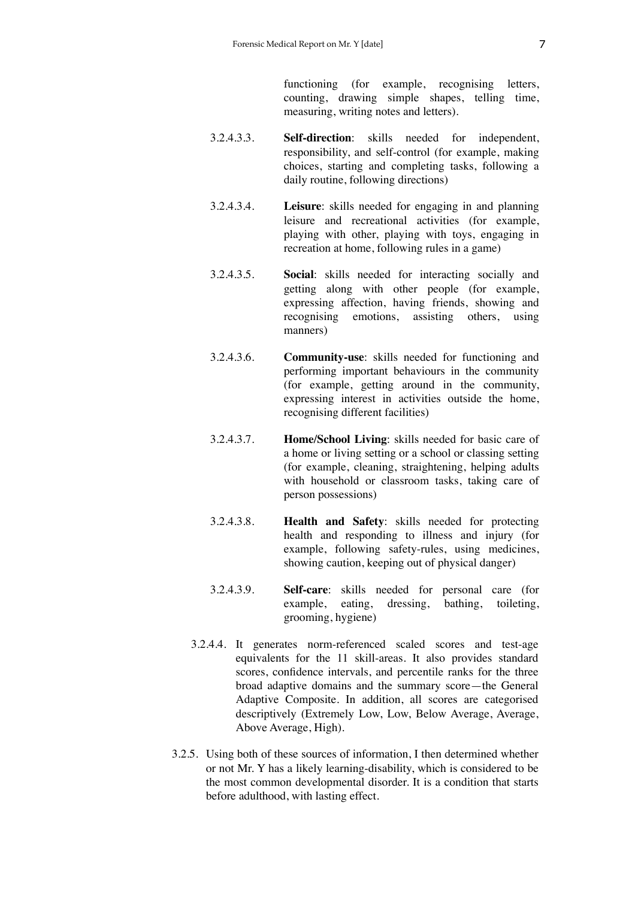functioning (for example, recognising letters, counting, drawing simple shapes, telling time, measuring, writing notes and letters).

3.2.4.3.3. **Self-direction**: skills needed for independent, responsibility, and self-control (for example, making choices, starting and completing tasks, following a daily routine, following directions)

3.2.4.3.4. **Leisure**: skills needed for engaging in and planning leisure and recreational activities (for example, playing with other, playing with toys, engaging in recreation at home, following rules in a game)

3.2.4.3.5. **Social**: skills needed for interacting socially and getting along with other people (for example, expressing affection, having friends, showing and recognising emotions, assisting others, using manners)

3.2.4.3.6. **Community-use**: skills needed for functioning and performing important behaviours in the community (for example, getting around in the community, expressing interest in activities outside the home, recognising different facilities)

3.2.4.3.7. **Home/School Living**: skills needed for basic care of a home or living setting or a school or classing setting (for example, cleaning, straightening, helping adults with household or classroom tasks, taking care of person possessions)

3.2.4.3.8. **Health and Safety**: skills needed for protecting health and responding to illness and injury (for example, following safety-rules, using medicines, showing caution, keeping out of physical danger)

3.2.4.3.9. **Self-care**: skills needed for personal care (for example, eating, dressing, bathing, toileting, grooming, hygiene)

3.2.4.4. It generates norm-referenced scaled scores and test-age equivalents for the 11 skill-areas. It also provides standard scores, confidence intervals, and percentile ranks for the three broad adaptive domains and the summary score—the General Adaptive Composite. In addition, all scores are categorised descriptively (Extremely Low, Low, Below Average, Average, Above Average, High).

3.2.5. Using both of these sources of information, I then determined whether or not Mr. Y has a likely learning-disability, which is considered to be the most common developmental disorder. It is a condition that starts before adulthood, with lasting effect.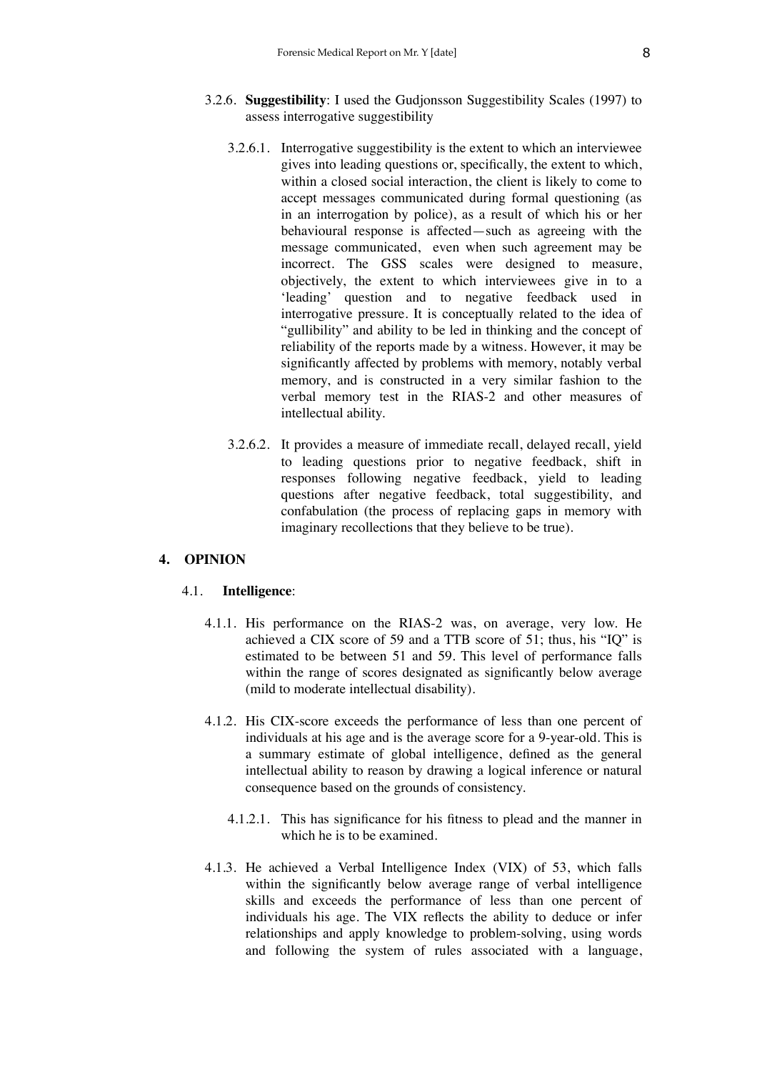3.2.6. **Suggestibility**: I used the Gudjonsson Suggestibility Scales (1997) to assess interrogative suggestibility

3.2.6.1. Interrogative suggestibility is the extent to which an interviewee gives into leading questions or, specifically, the extent to which, within a closed social interaction, the client is likely to come to accept messages communicated during formal questioning (as in an interrogation by police), as a result of which his or her behavioural response is affected—such as agreeing with the message communicated, even when such agreement may be incorrect. The GSS scales were designed to measure, objectively, the extent to which interviewees give in to a 'leading' question and to negative feedback used in interrogative pressure. It is conceptually related to the idea of "gullibility" and ability to be led in thinking and the concept of reliability of the reports made by a witness. However, it may be significantly affected by problems with memory, notably verbal memory, and is constructed in a very similar fashion to the verbal memory test in the RIAS-2 and other measures of intellectual ability.

3.2.6.2. It provides a measure of immediate recall, delayed recall, yield to leading questions prior to negative feedback, shift in responses following negative feedback, yield to leading questions after negative feedback, total suggestibility, and confabulation (the process of replacing gaps in memory with imaginary recollections that they believe to be true).

## 4. OPINION

### 4.1. **Intelligence**:

4.1.1. His performance on the RIAS-2 was, on average, very low. He achieved a CIX score of 59 and a TTB score of 51; thus, his "IQ" is estimated to be between 51 and 59. This level of performance falls within the range of scores designated as significantly below average (mild to moderate intellectual disability).

4.1.2. His CIX-score exceeds the performance of less than one percent of individuals at his age and is the average score for a 9-year-old. This is a summary estimate of global intelligence, defined as the general intellectual ability to reason by drawing a logical inference or natural consequence based on the grounds of consistency.

4.1.2.1. This has significance for his fitness to plead and the manner in which he is to be examined.

4.1.3. He achieved a Verbal Intelligence Index (VIX) of 53, which falls within the significantly below average range of verbal intelligence skills and exceeds the performance of less than one percent of individuals his age. The VIX reflects the ability to deduce or infer relationships and apply knowledge to problem-solving, using words and following the system of rules associated with a language,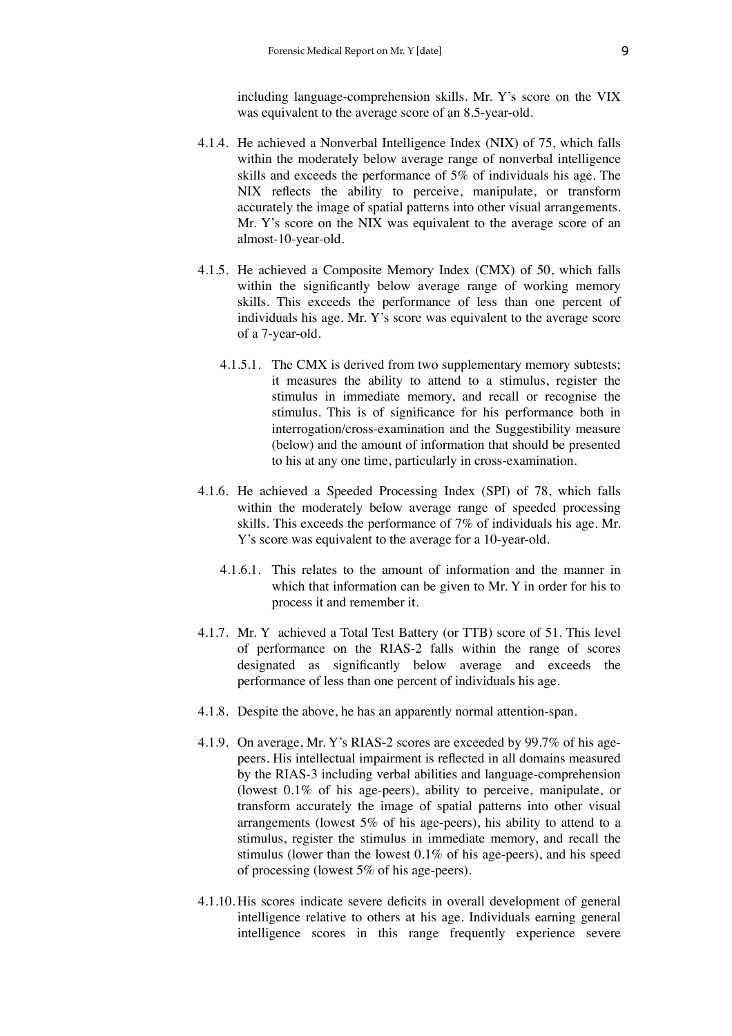including language-comprehension skills. Mr. Y's score on the VIX was equivalent to the average score of an 8.5-year-old.

4.1.4. He achieved a Nonverbal Intelligence Index (NIX) of 75, which falls within the moderately below average range of nonverbal intelligence skills and exceeds the performance of 5% of individuals his age. The NIX reflects the ability to perceive, manipulate, or transform accurately the image of spatial patterns into other visual arrangements. Mr. Y's score on the NIX was equivalent to the average score of an almost-10-year-old.

4.1.5. He achieved a Composite Memory Index (CMX) of 50, which falls within the significantly below average range of working memory skills. This exceeds the performance of less than one percent of individuals his age. Mr. Y's score was equivalent to the average score of a 7-year-old.

4.1.5.1. The CMX is derived from two supplementary memory subtests; it measures the ability to attend to a stimulus, register the stimulus in immediate memory, and recall or recognise the stimulus. This is of significance for his performance both in interrogation/cross-examination and the Suggestibility measure (below) and the amount of information that should be presented to his at any one time, particularly in cross-examination.

4.1.6. He achieved a Speeded Processing Index (SPI) of 78, which falls within the moderately below average range of speeded processing skills. This exceeds the performance of 7% of individuals his age. Mr. Y's score was equivalent to the average for a 10-year-old.

4.1.6.1. This relates to the amount of information and the manner in which that information can be given to Mr. Y in order for his to process it and remember it.

4.1.7. Mr. Y achieved a Total Test Battery (or TTB) score of 51. This level of performance on the RIAS-2 falls within the range of scores designated as significantly below average and exceeds the performance of less than one percent of individuals his age.

4.1.8. Despite the above, he has an apparently normal attention-span.

4.1.9. On average, Mr. Y's RIAS-2 scores are exceeded by 99.7% of his age-peers. His intellectual impairment is reflected in all domains measured by the RIAS-3 including verbal abilities and language-comprehension (lowest 0.1% of his age-peers), ability to perceive, manipulate, or transform accurately the image of spatial patterns into other visual arrangements (lowest 5% of his age-peers), his ability to attend to a stimulus, register the stimulus in immediate memory, and recall the stimulus (lower than the lowest 0.1% of his age-peers), and his speed of processing (lowest 5% of his age-peers).

4.1.10. His scores indicate severe deficits in overall development of general intelligence relative to others at his age. Individuals earning general intelligence scores in this range frequently experience severe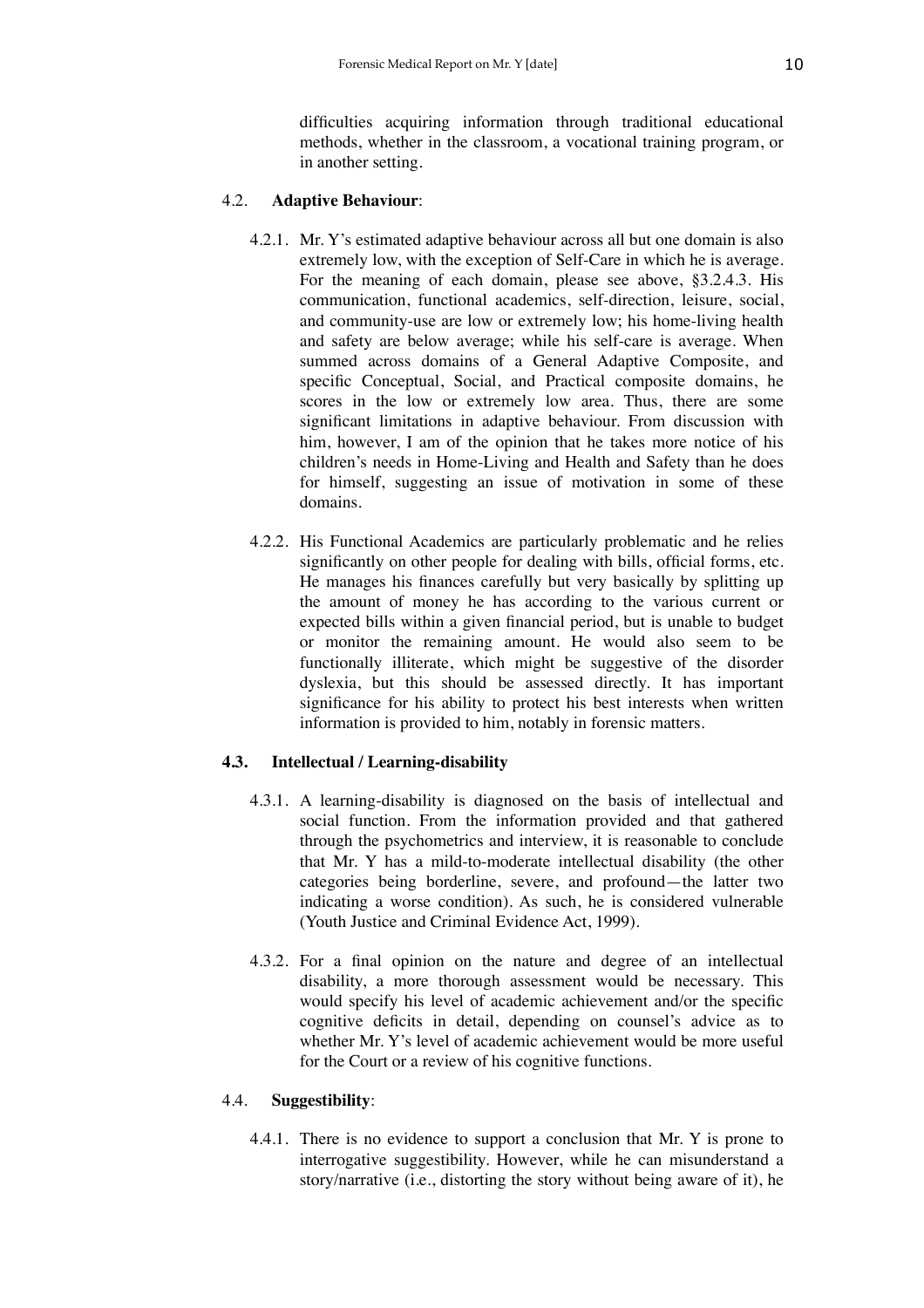difficulties acquiring information through traditional educational methods, whether in the classroom, a vocational training program, or in another setting.

### 4.2. **Adaptive Behaviour**:

4.2.1. Mr. Y's estimated adaptive behaviour across all but one domain is also extremely low, with the exception of Self-Care in which he is average. For the meaning of each domain, please see above, §3.2.4.3. His communication, functional academics, self-direction, leisure, social, and community-use are low or extremely low; his home-living health and safety are below average; while his self-care is average. When summed across domains of a General Adaptive Composite, and specific Conceptual, Social, and Practical composite domains, he scores in the low or extremely low area. Thus, there are some significant limitations in adaptive behaviour. From discussion with him, however, I am of the opinion that he takes more notice of his children's needs in Home-Living and Health and Safety than he does for himself, suggesting an issue of motivation in some of these domains.

4.2.2. His Functional Academics are particularly problematic and he relies significantly on other people for dealing with bills, official forms, etc. He manages his finances carefully but very basically by splitting up the amount of money he has according to the various current or expected bills within a given financial period, but is unable to budget or monitor the remaining amount. He would also seem to be functionally illiterate, which might be suggestive of the disorder dyslexia, but this should be assessed directly. It has important significance for his ability to protect his best interests when written information is provided to him, notably in forensic matters.

### **4.3. Intellectual / Learning-disability**

4.3.1. A learning-disability is diagnosed on the basis of intellectual and social function. From the information provided and that gathered through the psychometrics and interview, it is reasonable to conclude that Mr. Y has a mild-to-moderate intellectual disability (the other categories being borderline, severe, and profound—the latter two indicating a worse condition). As such, he is considered vulnerable (Youth Justice and Criminal Evidence Act, 1999).

4.3.2. For a final opinion on the nature and degree of an intellectual disability, a more thorough assessment would be necessary. This would specify his level of academic achievement and/or the specific cognitive deficits in detail, depending on counsel's advice as to whether Mr. Y's level of academic achievement would be more useful for the Court or a review of his cognitive functions.

### 4.4. **Suggestibility**:

4.4.1. There is no evidence to support a conclusion that Mr. Y is prone to interrogative suggestibility. However, while he can misunderstand a story/narrative (i.e., distorting the story without being aware of it), he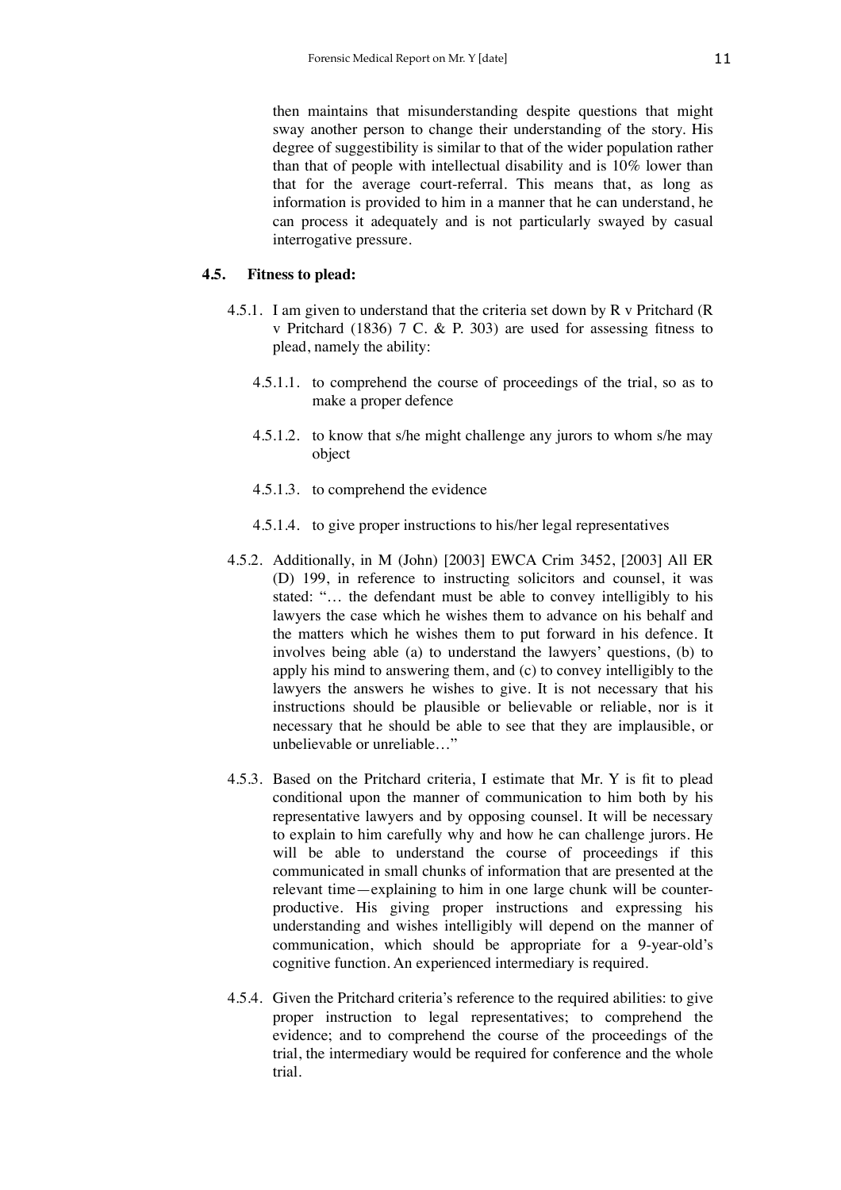then maintains that misunderstanding despite questions that might sway another person to change their understanding of the story. His degree of suggestibility is similar to that of the wider population rather than that of people with intellectual disability and is 10% lower than that for the average court-referral. This means that, as long as information is provided to him in a manner that he can understand, he can process it adequately and is not particularly swayed by casual interrogative pressure.

### 4.5. Fitness to plead:

4.5.1. I am given to understand that the criteria set down by R v Pritchard (R v Pritchard (1836) 7 C. & P. 303) are used for assessing fitness to plead, namely the ability:

- 4.5.1.1. to comprehend the course of proceedings of the trial, so as to make a proper defence
- 4.5.1.2. to know that s/he might challenge any jurors to whom s/he may object
- 4.5.1.3. to comprehend the evidence
- 4.5.1.4. to give proper instructions to his/her legal representatives

4.5.2. Additionally, in M (John) [2003] EWCA Crim 3452, [2003] All ER (D) 199, in reference to instructing solicitors and counsel, it was stated: "… the defendant must be able to convey intelligibly to his lawyers the case which he wishes them to advance on his behalf and the matters which he wishes them to put forward in his defence. It involves being able (a) to understand the lawyers' questions, (b) to apply his mind to answering them, and (c) to convey intelligibly to the lawyers the answers he wishes to give. It is not necessary that his instructions should be plausible or believable or reliable, nor is it necessary that he should be able to see that they are implausible, or unbelievable or unreliable…"

4.5.3. Based on the Pritchard criteria, I estimate that Mr. Y is fit to plead conditional upon the manner of communication to him both by his representative lawyers and by opposing counsel. It will be necessary to explain to him carefully why and how he can challenge jurors. He will be able to understand the course of proceedings if this communicated in small chunks of information that are presented at the relevant time—explaining to him in one large chunk will be counter-productive. His giving proper instructions and expressing his understanding and wishes intelligibly will depend on the manner of communication, which should be appropriate for a 9-year-old's cognitive function. An experienced intermediary is required.

4.5.4. Given the Pritchard criteria's reference to the required abilities: to give proper instruction to legal representatives; to comprehend the evidence; and to comprehend the course of the proceedings of the trial, the intermediary would be required for conference and the whole trial.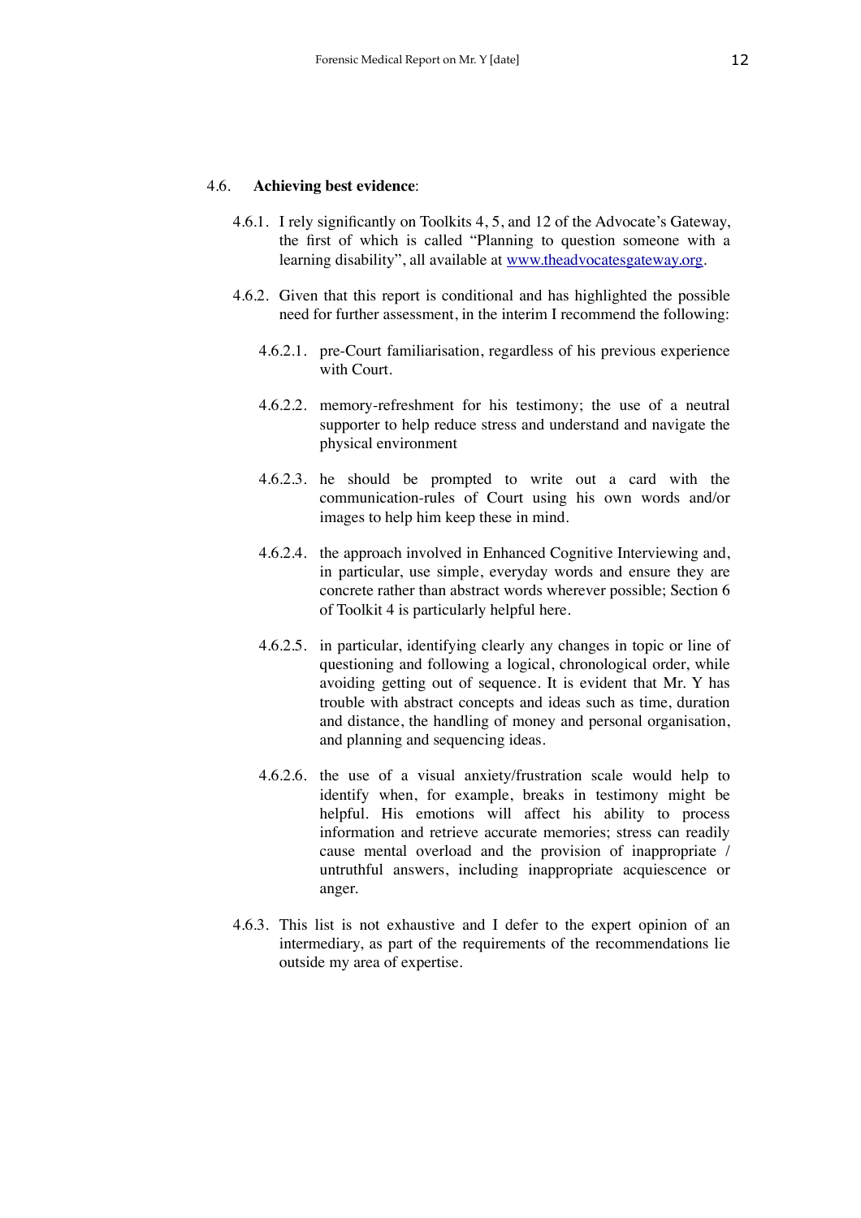4.6. **Achieving best evidence**:

4.6.1. I rely significantly on Toolkits 4, 5, and 12 of the Advocate's Gateway, the first of which is called "Planning to question someone with a learning disability", all available at [www.theadvocatesgateway.org](http://www.theadvocatesgateway.org).

4.6.2. Given that this report is conditional and has highlighted the possible need for further assessment, in the interim I recommend the following:

4.6.2.1. pre-Court familiarisation, regardless of his previous experience with Court.

4.6.2.2. memory-refreshment for his testimony; the use of a neutral supporter to help reduce stress and understand and navigate the physical environment

4.6.2.3. he should be prompted to write out a card with the communication-rules of Court using his own words and/or images to help him keep these in mind.

4.6.2.4. the approach involved in Enhanced Cognitive Interviewing and, in particular, use simple, everyday words and ensure they are concrete rather than abstract words wherever possible; Section 6 of Toolkit 4 is particularly helpful here.

4.6.2.5. in particular, identifying clearly any changes in topic or line of questioning and following a logical, chronological order, while avoiding getting out of sequence. It is evident that Mr. Y has trouble with abstract concepts and ideas such as time, duration and distance, the handling of money and personal organisation, and planning and sequencing ideas.

4.6.2.6. the use of a visual anxiety/frustration scale would help to identify when, for example, breaks in testimony might be helpful. His emotions will affect his ability to process information and retrieve accurate memories; stress can readily cause mental overload and the provision of inappropriate / untruthful answers, including inappropriate acquiescence or anger.

4.6.3. This list is not exhaustive and I defer to the expert opinion of an intermediary, as part of the requirements of the recommendations lie outside my area of expertise.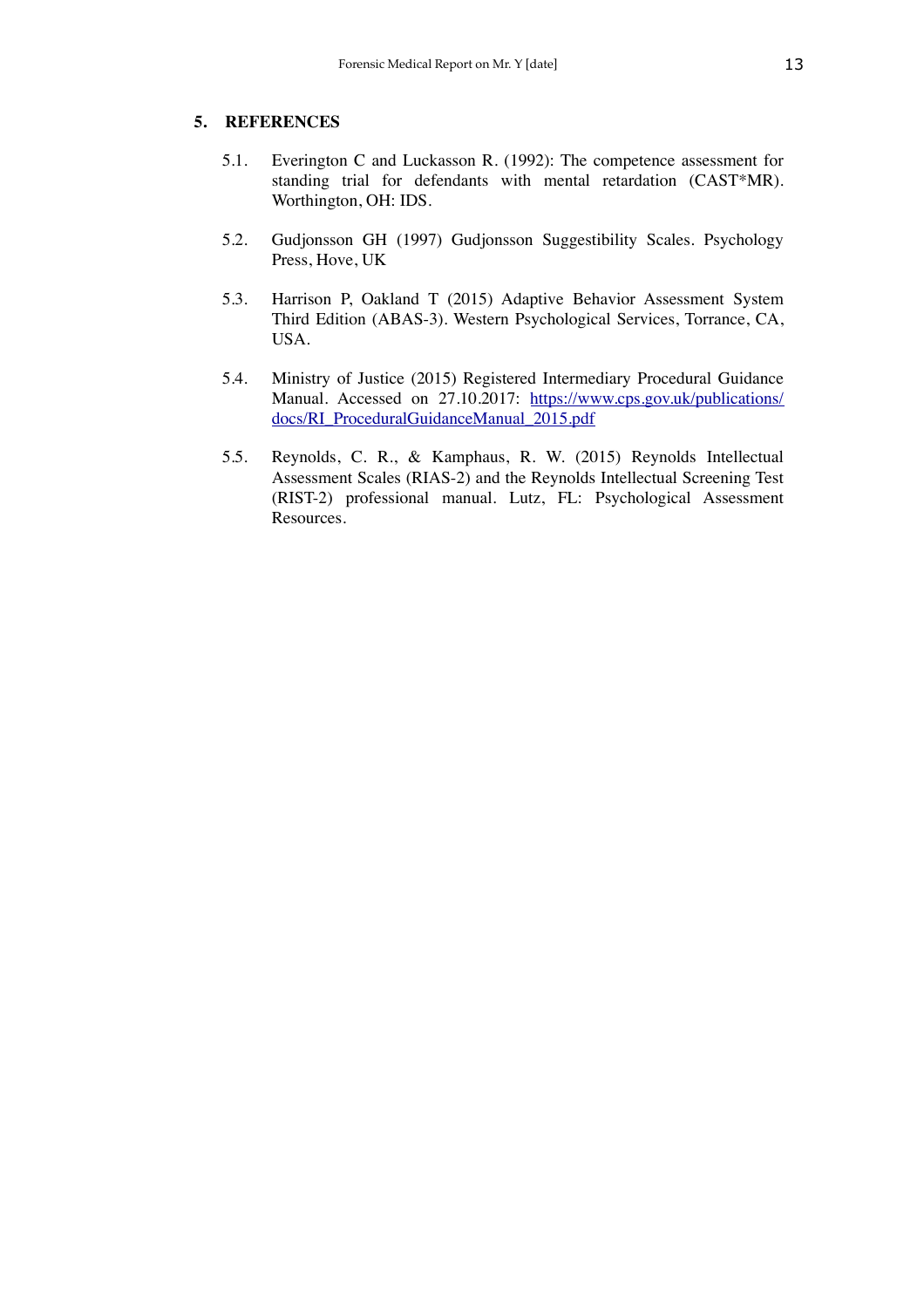## 5. REFERENCES

5.1. Everington C and Luckasson R. (1992): The competence assessment for standing trial for defendants with mental retardation (CAST*MR). Worthington, OH: IDS.

5.2. Gudjonsson GH (1997) Gudjonsson Suggestibility Scales. Psychology Press, Hove, UK

5.3. Harrison P, Oakland T (2015) Adaptive Behavior Assessment System Third Edition (ABAS-3). Western Psychological Services, Torrance, CA, USA.

5.4. Ministry of Justice (2015) Registered Intermediary Procedural Guidance Manual. Accessed on 27.10.2017: [https://www.cps.gov.uk/publications/docs/RI_ProceduralGuidanceManual_2015.pdf](https://www.cps.gov.uk/publications/docs/RI_ProceduralGuidanceManual_2015.pdf)

5.5. Reynolds, C. R., & Kamphaus, R. W. (2015) Reynolds Intellectual Assessment Scales (RIAS-2) and the Reynolds Intellectual Screening Test (RIST-2) professional manual. Lutz, FL: Psychological Assessment Resources.